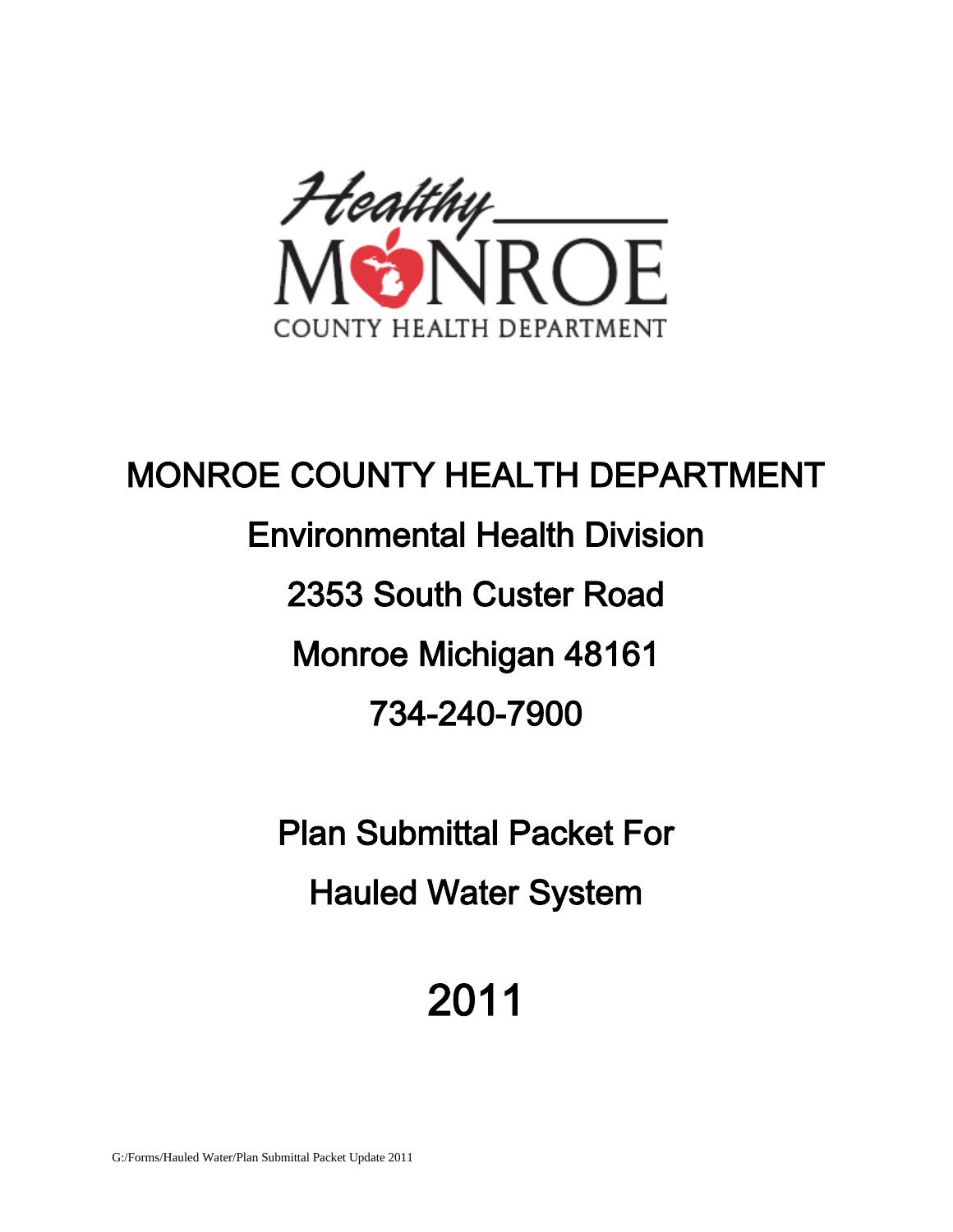Healthy MONROE
COUNTY HEALTH DEPARTMENT

# MONROE COUNTY HEALTH DEPARTMENT

## Environmental Health Division

## 2353 South Custer Road

## Monroe Michigan 48161

## 734-240-7900

## Plan Submittal Packet For

## Hauled Water System

# 2011

G:/Forms/Hauled Water/Plan Submittal Packet Update 2011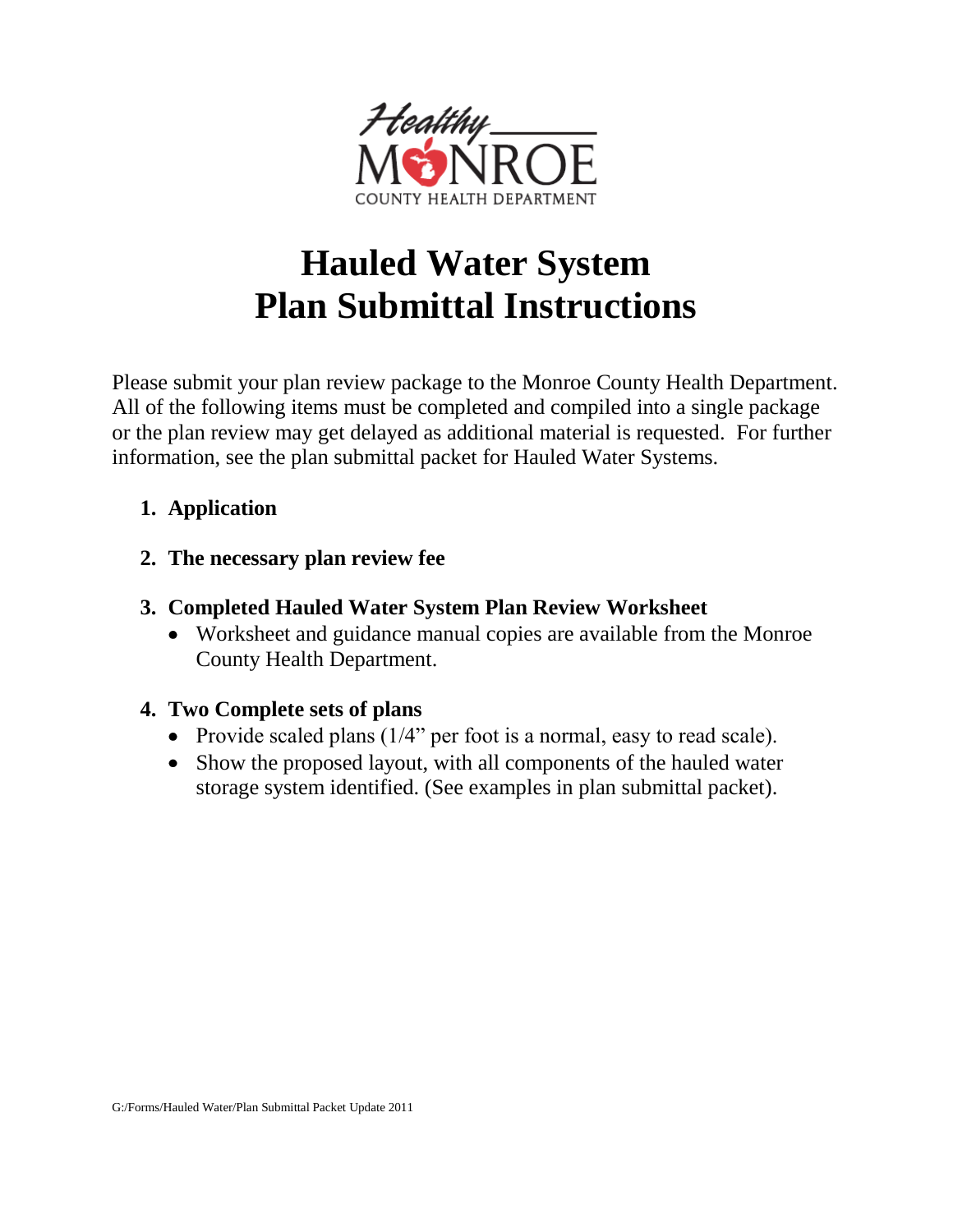Healthy MONROE COUNTY HEALTH DEPARTMENT

# Hauled Water System Plan Submittal Instructions

Please submit your plan review package to the Monroe County Health Department. All of the following items must be completed and compiled into a single package or the plan review may get delayed as additional material is requested. For further information, see the plan submittal packet for Hauled Water Systems.

1. **Application**
2. **The necessary plan review fee**
3. **Completed Hauled Water System Plan Review Worksheet**
   - Worksheet and guidance manual copies are available from the Monroe County Health Department.
4. **Two Complete sets of plans**
   - Provide scaled plans (1/4" per foot is a normal, easy to read scale).
   - Show the proposed layout, with all components of the hauled water storage system identified. (See examples in plan submittal packet).

G:/Forms/Hauled Water/Plan Submittal Packet Update 2011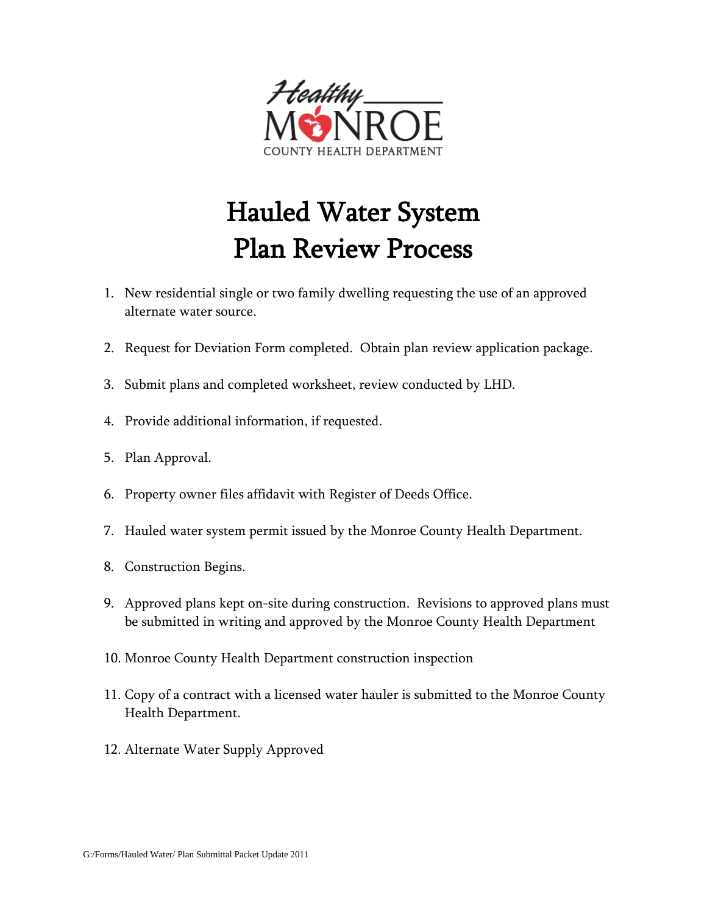Healthy MONROE COUNTY HEALTH DEPARTMENT

# Hauled Water System Plan Review Process

1. New residential single or two family dwelling requesting the use of an approved alternate water source.
2. Request for Deviation Form completed. Obtain plan review application package.
3. Submit plans and completed worksheet, review conducted by LHD.
4. Provide additional information, if requested.
5. Plan Approval.
6. Property owner files affidavit with Register of Deeds Office.
7. Hauled water system permit issued by the Monroe County Health Department.
8. Construction Begins.
9. Approved plans kept on-site during construction. Revisions to approved plans must be submitted in writing and approved by the Monroe County Health Department
10. Monroe County Health Department construction inspection
11. Copy of a contract with a licensed water hauler is submitted to the Monroe County Health Department.
12. Alternate Water Supply Approved

G:/Forms/Hauled Water/ Plan Submittal Packet Update 2011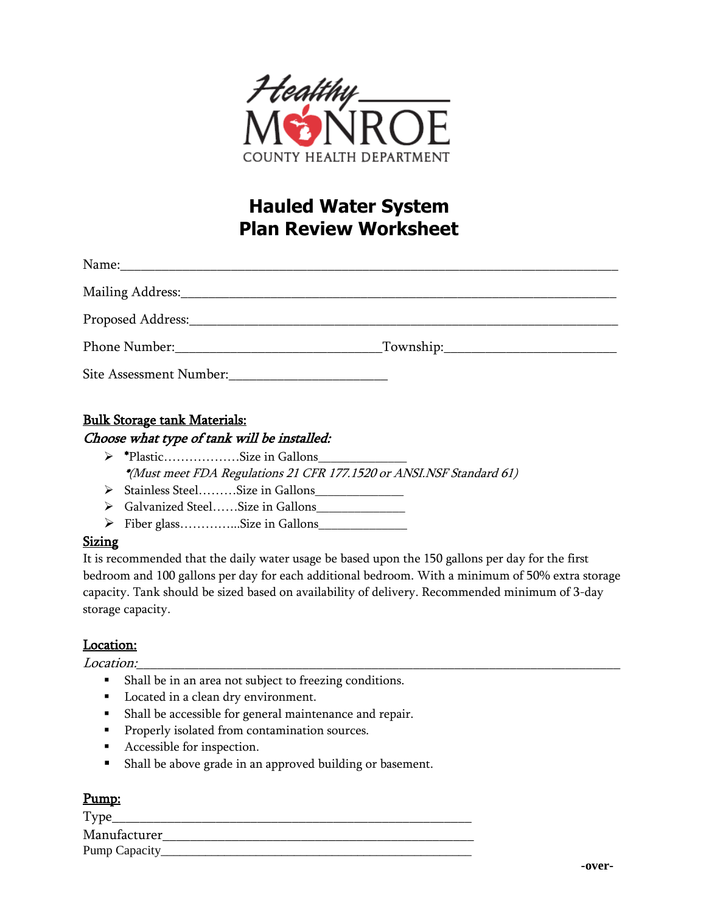Healthy MONROE
COUNTY HEALTH DEPARTMENT

# Hauled Water System
# Plan Review Worksheet

Name:________________________________________________________________________

Mailing Address:________________________________________________________________

Proposed Address:_______________________________________________________________

Phone Number:______________________________Township:_________________________

Site Assessment Number:_______________________

## Bulk Storage tank Materials:

***Choose what type of tank will be installed:***

- *Plastic………………Size in Gallons_____________
  *\*(Must meet FDA Regulations 21 CFR 177.1520 or ANSI.NSF Standard 61)*
- Stainless Steel………Size in Gallons_____________
- Galvanized Steel……Size in Gallons_____________
- Fiber glass…………...Size in Gallons_____________

## Sizing

It is recommended that the daily water usage be based upon the 150 gallons per day for the first bedroom and 100 gallons per day for each additional bedroom. With a minimum of 50% extra storage capacity. Tank should be sized based on availability of delivery. Recommended minimum of 3-day storage capacity.

## Location:

*Location:*_______________________________________________________________________

- Shall be in an area not subject to freezing conditions.
- Located in a clean dry environment.
- Shall be accessible for general maintenance and repair.
- Properly isolated from contamination sources.
- Accessible for inspection.
- Shall be above grade in an approved building or basement.

## Pump:

Type_________________________________________________

Manufacturer__________________________________________

Pump Capacity_________________________________________

**-over-**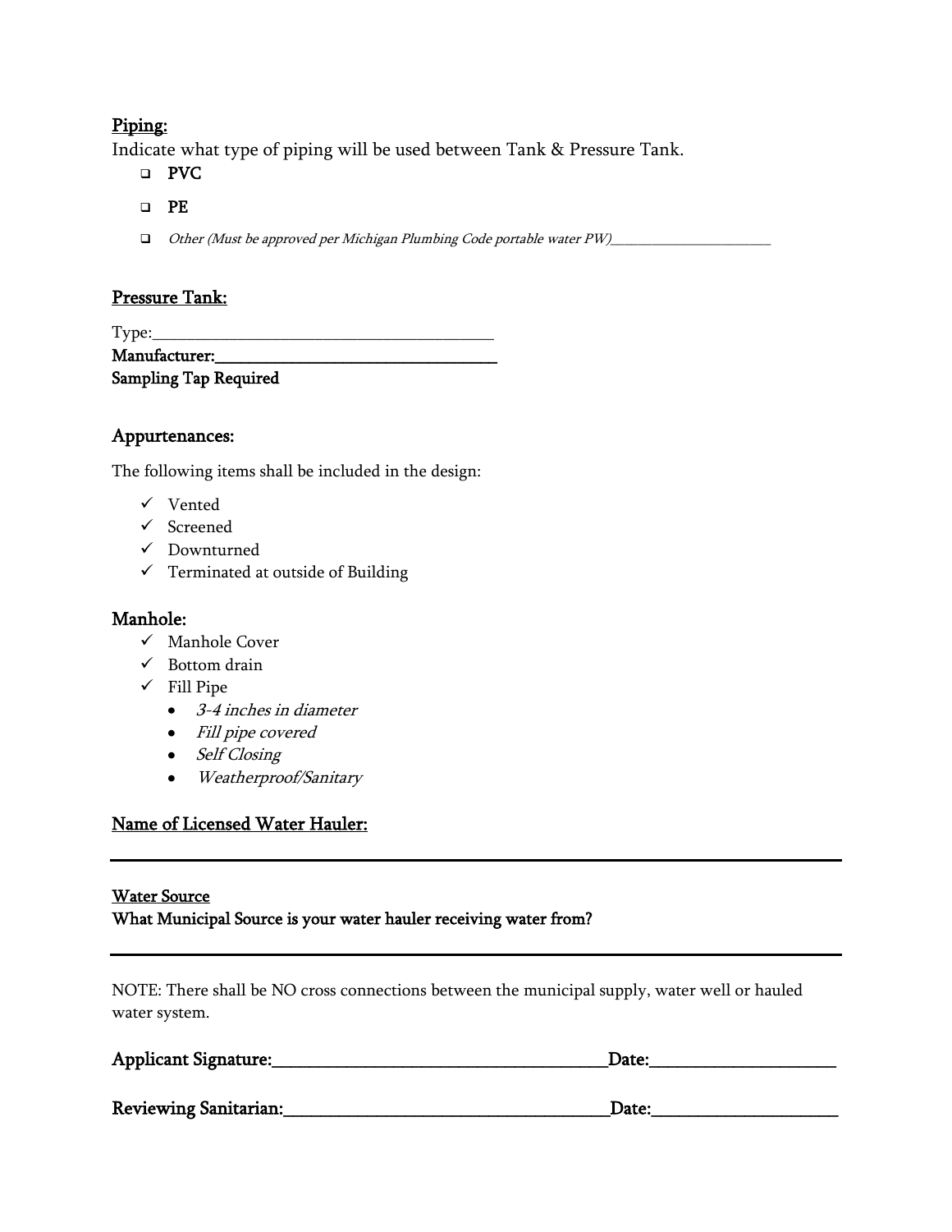**Piping:**

Indicate what type of piping will be used between Tank & Pressure Tank.

- ❑ PVC
- ❑ PE
- ❑ *Other (Must be approved per Michigan Plumbing Code portable water PW)*______________________

**Pressure Tank:**

Type:_________________________________________

**Manufacturer:**__________________________________

**Sampling Tap Required**

**Appurtenances:**

The following items shall be included in the design:

- ✓ Vented
- ✓ Screened
- ✓ Downturned
- ✓ Terminated at outside of Building

**Manhole:**

- ✓ Manhole Cover
- ✓ Bottom drain
- ✓ Fill Pipe
  - *3-4 inches in diameter*
  - *Fill pipe covered*
  - *Self Closing*
  - *Weatherproof/Sanitary*

**Name of Licensed Water Hauler:**

_______________________________________________________________

**Water Source**

**What Municipal Source is your water hauler receiving water from?**

_______________________________________________________________

NOTE: There shall be NO cross connections between the municipal supply, water well or hauled water system.

**Applicant Signature:**_____________________________________**Date:**____________________

**Reviewing Sanitarian:**____________________________________**Date:**____________________